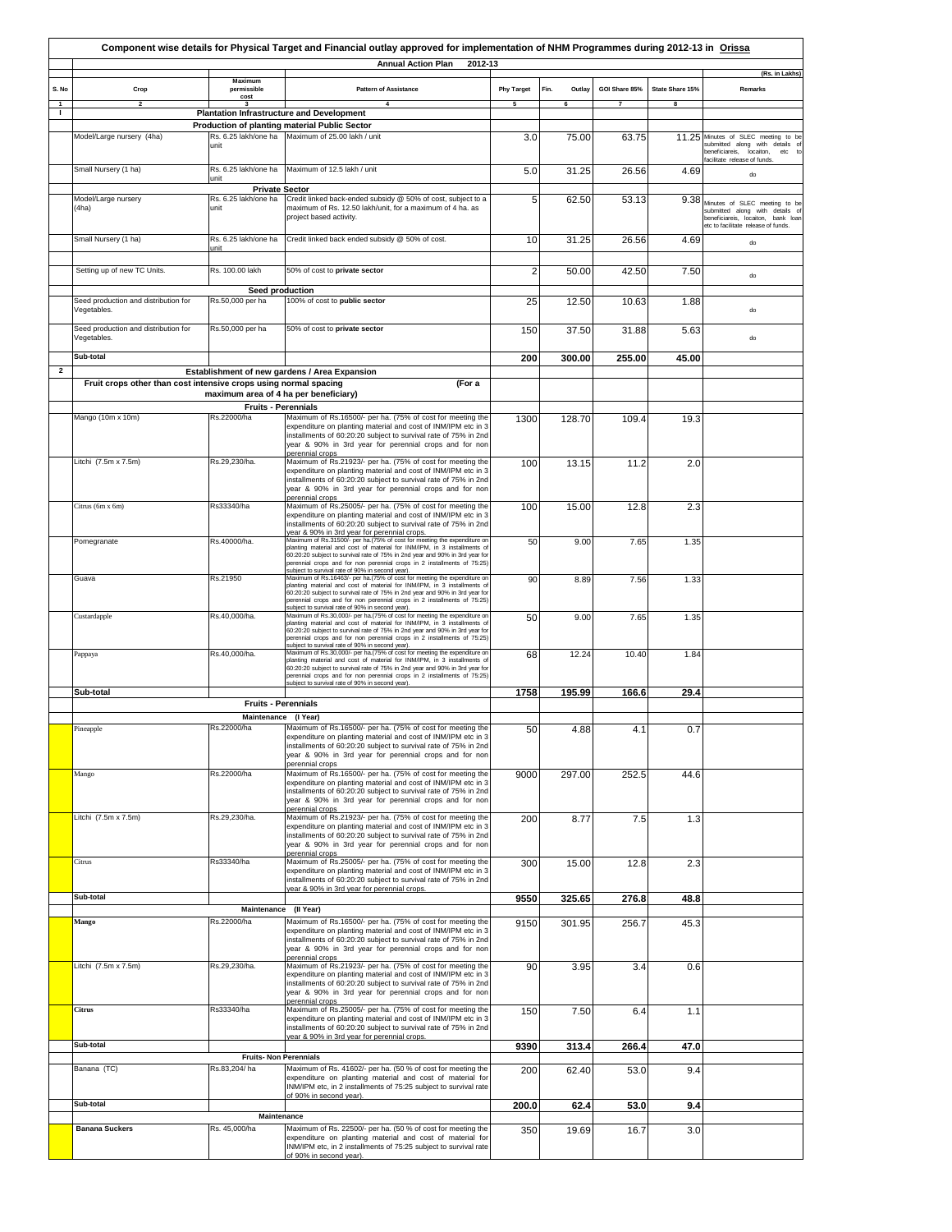# Component wise details for Physical Target and Financial outlay approved for implementation of NHM Programmes during 2012-13 in Orissa

**Annual Action Plan 2012-13**

(Rs. in Lakhs)

| S. No | Crop | Maximum permissible cost | Pattern of Assistance | Phy Target | Fin. Outlay | GOI Share 85% | State Share 15% | Remarks |
|---|---|---|---|---|---|---|---|---|
| 1 | 2 | 3 | 4 | 5 | 6 | 7 | 8 | |
| I | | **Plantation Infrastructure and Development** | | | | | | |
| | | **Production of planting material Public Sector** | | | | | | |
| | Model/Large nursery (4ha) | Rs. 6.25 lakh/one ha unit | Maximum of 25.00 lakh / unit | 3.0 | 75.00 | 63.75 | 11.25 | Minutes of SLEC meeting to be submitted along with details of beneficiareis, locaiton, etc to facilitate release of funds. |
| | Small Nursery (1 ha) | Rs. 6.25 lakh/one ha unit | Maximum of 12.5 lakh / unit | 5.0 | 31.25 | 26.56 | 4.69 | do |
| | | **Private Sector** | | | | | | |
| | Model/Large nursery (4ha) | Rs. 6.25 lakh/one ha unit | Credit linked back-ended subsidy @ 50% of cost, subject to a maximum of Rs. 12.50 lakh/unit, for a maximum of 4 ha. as project based activity. | 5 | 62.50 | 53.13 | 9.38 | Minutes of SLEC meeting to be submitted along with details of beneficiareis, locaiton, bank loan etc to facilitate release of funds. |
| | Small Nursery (1 ha) | Rs. 6.25 lakh/one ha unit | Credit linked back ended subsidy @ 50% of cost. | 10 | 31.25 | 26.56 | 4.69 | do |
| | Setting up of new TC Units. | Rs. 100.00 lakh | 50% of cost to **private sector** | 2 | 50.00 | 42.50 | 7.50 | do |
| | | **Seed production** | | | | | | |
| | Seed production and distribution for Vegetables. | Rs.50,000 per ha | 100% of cost to **public sector** | 25 | 12.50 | 10.63 | 1.88 | do |
| | Seed production and distribution for Vegetables. | Rs.50,000 per ha | 50% of cost to **private sector** | 150 | 37.50 | 31.88 | 5.63 | do |
| | **Sub-total** | | | **200** | **300.00** | **255.00** | **45.00** | |
| 2 | | **Establishment of new gardens / Area Expansion** | | | | | | |
| | **Fruit crops other than cost intensive crops using normal spacing (For a maximum area of 4 ha per beneficiary)** | | | | | | | |
| | | **Fruits - Perennials** | | | | | | |
| | Mango (10m x 10m) | Rs.22000/ha | Maximum of Rs.16500/- per ha. (75% of cost for meeting the expenditure on planting material and cost of INM/IPM etc in 3 installments of 60:20:20 subject to survival rate of 75% in 2nd year & 90% in 3rd year for perennial crops and for non perennial crops | 1300 | 128.70 | 109.4 | 19.3 | |
| | Litchi (7.5m x 7.5m) | Rs.29,230/ha. | Maximum of Rs.21923/- per ha. (75% of cost for meeting the expenditure on planting material and cost of INM/IPM etc in 3 installments of 60:20:20 subject to survival rate of 75% in 2nd year & 90% in 3rd year for perennial crops and for non perennial crops | 100 | 13.15 | 11.2 | 2.0 | |
| | Citrus (6m x 6m) | Rs33340/ha | Maximum of Rs.25005/- per ha. (75% of cost for meeting the expenditure on planting material and cost of INM/IPM etc in 3 installments of 60:20:20 subject to survival rate of 75% in 2nd year & 90% in 3rd year for perennial crops. | 100 | 15.00 | 12.8 | 2.3 | |
| | Pomegranate | Rs.40000/ha. | Maximum of Rs.31500/- per ha.(75% of cost for meeting the expenditure on planting material and cost of material for INM/IPM, in 3 installments of 60:20:20 subject to survival rate of 75% in 2nd year and 90% in 3rd year for perennial crops and for non perennial crops in 2 installments of 75:25) subject to survival rate of 90% in second year). | 50 | 9.00 | 7.65 | 1.35 | |
| | Guava | Rs.21950 | Maximum of Rs.16463/- per ha.(75% of cost for meeting the expenditure on planting material and cost of material for INM/IPM, in 3 installments of 60:20:20 subject to survival rate of 75% in 2nd year and 90% in 3rd year for perennial crops and for non perennial crops in 2 installments of 75:25) subject to survival rate of 90% in second year). | 90 | 8.89 | 7.56 | 1.33 | |
| | Custardapple | Rs.40,000/ha. | Maximum of Rs.30,000/- per ha.(75% of cost for meeting the expenditure on planting material and cost of material for INM/IPM, in 3 installments of 60:20:20 subject to survival rate of 75% in 2nd year and 90% in 3rd year for perennial crops and for non perennial crops in 2 installments of 75:25) subject to survival rate of 90% in second year). | 50 | 9.00 | 7.65 | 1.35 | |
| | Pappaya | Rs.40,000/ha. | Maximum of Rs.30,000/- per ha.(75% of cost for meeting the expenditure on planting material and cost of material for INM/IPM, in 3 installments of 60:20:20 subject to survival rate of 75% in 2nd year and 90% in 3rd year for perennial crops and for non perennial crops in 2 installments of 75:25) subject to survival rate of 90% in second year). | 68 | 12.24 | 10.40 | 1.84 | |
| | **Sub-total** | | | **1758** | **195.99** | **166.6** | **29.4** | |
| | | **Fruits - Perennials** | | | | | | |
| | | **Maintenance (I Year)** | | | | | | |
| | Pineapple | Rs.22000/ha | Maximum of Rs.16500/- per ha. (75% of cost for meeting the expenditure on planting material and cost of INM/IPM etc in 3 installments of 60:20:20 subject to survival rate of 75% in 2nd year & 90% in 3rd year for perennial crops and for non perennial crops | 50 | 4.88 | 4.1 | 0.7 | |
| | Mango | Rs.22000/ha | Maximum of Rs.16500/- per ha. (75% of cost for meeting the expenditure on planting material and cost of INM/IPM etc in 3 installments of 60:20:20 subject to survival rate of 75% in 2nd year & 90% in 3rd year for perennial crops and for non perennial crops | 9000 | 297.00 | 252.5 | 44.6 | |
| | Litchi (7.5m x 7.5m) | Rs.29,230/ha. | Maximum of Rs.21923/- per ha. (75% of cost for meeting the expenditure on planting material and cost of INM/IPM etc in 3 installments of 60:20:20 subject to survival rate of 75% in 2nd year & 90% in 3rd year for perennial crops and for non perennial crops | 200 | 8.77 | 7.5 | 1.3 | |
| | Citrus | Rs33340/ha | Maximum of Rs.25005/- per ha. (75% of cost for meeting the expenditure on planting material and cost of INM/IPM etc in 3 installments of 60:20:20 subject to survival rate of 75% in 2nd year & 90% in 3rd year for perennial crops. | 300 | 15.00 | 12.8 | 2.3 | |
| | **Sub-total** | | | **9550** | **325.65** | **276.8** | **48.8** | |
| | | **Maintenance (II Year)** | | | | | | |
| | **Mango** | Rs.22000/ha | Maximum of Rs.16500/- per ha. (75% of cost for meeting the expenditure on planting material and cost of INM/IPM etc in 3 installments of 60:20:20 subject to survival rate of 75% in 2nd year & 90% in 3rd year for perennial crops and for non perennial crops | 9150 | 301.95 | 256.7 | 45.3 | |
| | Litchi (7.5m x 7.5m) | Rs.29,230/ha. | Maximum of Rs.21923/- per ha. (75% of cost for meeting the expenditure on planting material and cost of INM/IPM etc in 3 installments of 60:20:20 subject to survival rate of 75% in 2nd year & 90% in 3rd year for perennial crops and for non perennial crops | 90 | 3.95 | 3.4 | 0.6 | |
| | **Citrus** | Rs33340/ha | Maximum of Rs.25005/- per ha. (75% of cost for meeting the expenditure on planting material and cost of INM/IPM etc in 3 installments of 60:20:20 subject to survival rate of 75% in 2nd year & 90% in 3rd year for perennial crops. | 150 | 7.50 | 6.4 | 1.1 | |
| | **Sub-total** | | | **9390** | **313.4** | **266.4** | **47.0** | |
| | | **Fruits- Non Perennials** | | | | | | |
| | Banana (TC) | Rs.83,204/ ha | Maximum of Rs. 41602/- per ha. (50 % of cost for meeting the expenditure on planting material and cost of material for INM/IPM etc, in 2 installments of 75:25 subject to survival rate of 90% in second year). | 200 | 62.40 | 53.0 | 9.4 | |
| | **Sub-total** | | | **200.0** | **62.4** | **53.0** | **9.4** | |
| | | **Maintenance** | | | | | | |
| | **Banana Suckers** | Rs. 45,000/ha | Maximum of Rs. 22500/- per ha. (50 % of cost for meeting the expenditure on planting material and cost of material for INM/IPM etc, in 2 installments of 75:25 subject to survival rate of 90% in second year). | 350 | 19.69 | 16.7 | 3.0 | |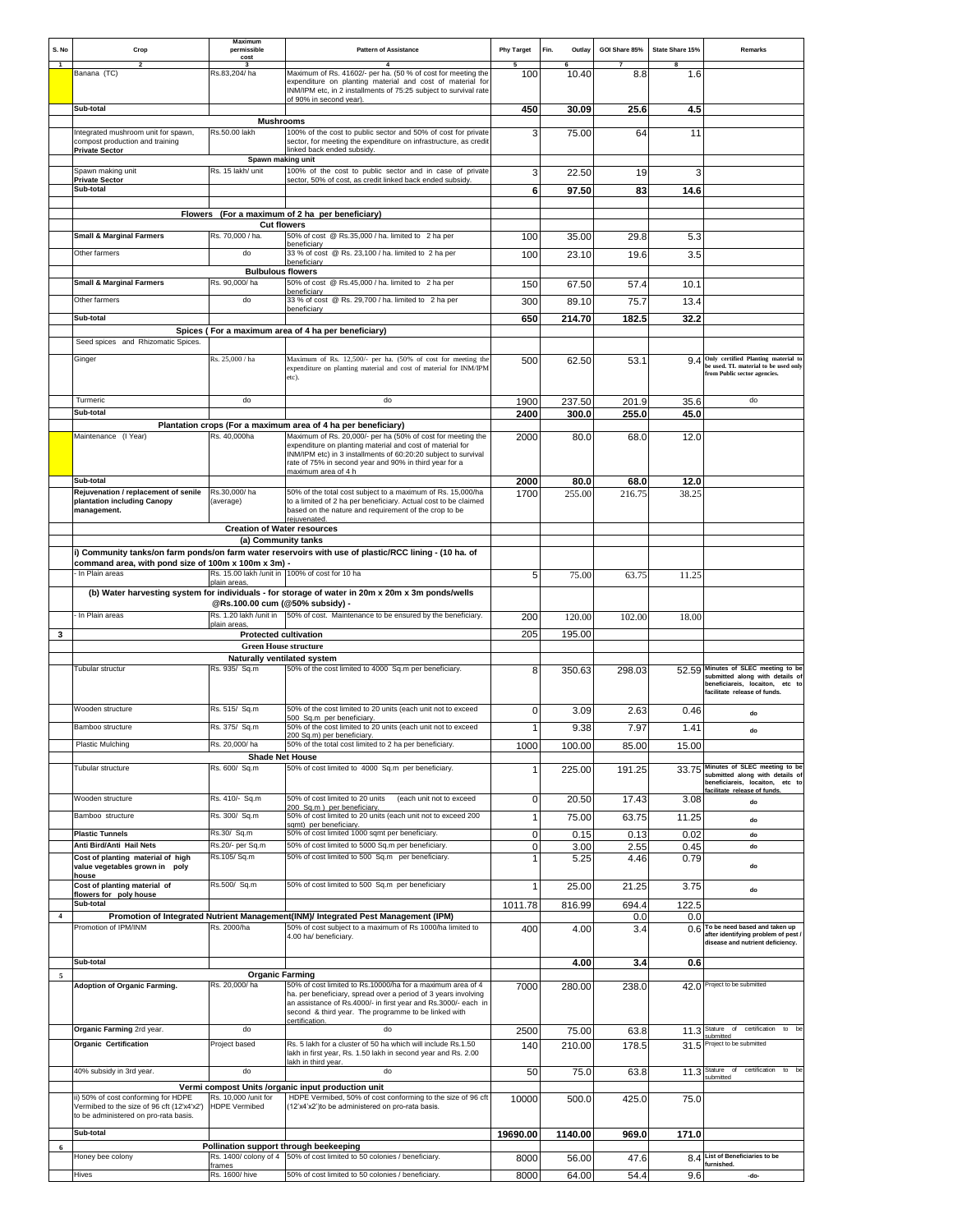| S. No | Crop | Maximum permissible cost | Pattern of Assistance | Phy Target | Fin. Outlay | GOI Share 85% | State Share 15% | Remarks |
|---|---|---|---|---|---|---|---|---|
| 1 | 2 | 3 | 4 | 5 | 6 | 7 | 8 | |
| | Banana (TC) | Rs.83,204/ ha | Maximum of Rs. 41602/- per ha. (50 % of cost for meeting the expenditure on planting material and cost of material for INM/IPM etc, in 2 installments of 75:25 subject to survival rate of 90% in second year). | 100 | 10.40 | 8.8 | 1.6 | |
| | Sub-total | | | 450 | 30.09 | 25.6 | 4.5 | |
| | **Mushrooms** | | | | | | | |
| | Integrated mushroom unit for spawn, compost production and training **Private Sector** | Rs.50.00 lakh | 100% of the cost to public sector and 50% of cost for private sector, for meeting the expenditure on infrastructure, as credit linked back ended subsidy. | 3 | 75.00 | 64 | 11 | |
| | **Spawn making unit** | | | | | | | |
| | Spawn making unit **Private Sector** | Rs. 15 lakh/ unit | 100% of the cost to public sector and in case of private sector, 50% of cost, as credit linked back ended subsidy. | 3 | 22.50 | 19 | 3 | |
| | Sub-total | | | 6 | 97.50 | 83 | 14.6 | |
| | **Flowers (For a maximum of 2 ha per beneficiary)** | | | | | | | |
| | **Cut flowers** | | | | | | | |
| | **Small & Marginal Farmers** | Rs. 70,000 / ha. | 50% of cost @ Rs.35,000 / ha. limited to 2 ha per beneficiary | 100 | 35.00 | 29.8 | 5.3 | |
| | Other farmers | do | 33 % of cost @ Rs. 23,100 / ha. limited to 2 ha per beneficiary | 100 | 23.10 | 19.6 | 3.5 | |
| | **Bulbulous flowers** | | | | | | | |
| | **Small & Marginal Farmers** | Rs. 90,000/ ha | 50% of cost @ Rs.45,000 / ha. limited to 2 ha per beneficiary | 150 | 67.50 | 57.4 | 10.1 | |
| | Other farmers | do | 33 % of cost @ Rs. 29,700 / ha. limited to 2 ha per beneficiary | 300 | 89.10 | 75.7 | 13.4 | |
| | Sub-total | | | 650 | 214.70 | 182.5 | 32.2 | |
| | **Spices ( For a maximum area of 4 ha per beneficiary)** | | | | | | | |
| | Seed spices and Rhizomatic Spices. | | | | | | | |
| | Ginger | Rs. 25,000 / ha | Maximum of Rs. 12,500/- per ha. (50% of cost for meeting the expenditure on planting material and cost of material for INM/IPM etc). | 500 | 62.50 | 53.1 | 9.4 | Only certified Planting material to be used. TL material to be used only from Public sector agencies. |
| | Turmeric | do | do | 1900 | 237.50 | 201.9 | 35.6 | do |
| | Sub-total | | | 2400 | 300.0 | 255.0 | 45.0 | |
| | **Plantation crops (For a maximum area of 4 ha per beneficiary)** | | | | | | | |
| | Maintenance (I Year) | Rs. 40,000ha | Maximum of Rs. 20,000/- per ha (50% of cost for meeting the expenditure on planting material and cost of material for INM/IPM etc) in 3 installments of 60:20:20 subject to survival rate of 75% in second year and 90% in third year for a maximum area of 4 h | 2000 | 80.0 | 68.0 | 12.0 | |
| | Sub-total | | | 2000 | 80.0 | 68.0 | 12.0 | |
| | **Rejuvenation / replacement of senile plantation including Canopy management.** | Rs.30,000/ ha (average) | 50% of the total cost subject to a maximum of Rs. 15,000/ha to a limited of 2 ha per beneficiary. Actual cost to be claimed based on the nature and requirement of the crop to be rejuvenated. | 1700 | 255.00 | 216.75 | 38.25 | |
| | **Creation of Water resources** | | | | | | | |
| | **(a) Community tanks** | | | | | | | |
| | **i) Community tanks/on farm ponds/on farm water reservoirs with use of plastic/RCC lining - (10 ha. of command area, with pond size of 100m x 100m x 3m) -** | | | | | | | |
| | - In Plain areas | Rs. 15.00 lakh /unit in plain areas, | 100% of cost for 10 ha | 5 | 75.00 | 63.75 | 11.25 | |
| | **(b) Water harvesting system for individuals - for storage of water in 20m x 20m x 3m ponds/wells @Rs.100.00 cum (@50% subsidy) -** | | | | | | | |
| | - In Plain areas | Rs. 1.20 lakh /unit in plain areas, | 50% of cost. Maintenance to be ensured by the beneficiary. | 200 | 120.00 | 102.00 | 18.00 | |
| 3 | **Protected cultivation** | | | 205 | 195.00 | | | |
| | **Green House structure** | | | | | | | |
| | **Naturally ventilated system** | | | | | | | |
| | Tubular structur | Rs. 935/ Sq.m | 50% of the cost limited to 4000 Sq.m per beneficiary. | 8 | 350.63 | 298.03 | 52.59 | Minutes of SLEC meeting to be submitted along with details of beneficiareis, locaiton, etc to facilitate release of funds. |
| | Wooden structure | Rs. 515/ Sq.m | 50% of the cost limited to 20 units (each unit not to exceed 500 Sq.m per beneficiary. | 0 | 3.09 | 2.63 | 0.46 | do |
| | Bamboo structure | Rs. 375/ Sq.m | 50% of the cost limited to 20 units (each unit not to exceed 200 Sq.m) per beneficiary. | 1 | 9.38 | 7.97 | 1.41 | do |
| | Plastic Mulching | Rs. 20,000/ ha | 50% of the total cost limited to 2 ha per beneficiary. | 1000 | 100.00 | 85.00 | 15.00 | |
| | **Shade Net House** | | | | | | | |
| | Tubular structure | Rs. 600/ Sq.m | 50% of cost limited to 4000 Sq.m per beneficiary. | 1 | 225.00 | 191.25 | 33.75 | Minutes of SLEC meeting to be submitted along with details of beneficiareis, locaiton, etc to facilitate release of funds. |
| | Wooden structure | Rs. 410/- Sq.m | 50% of cost limited to 20 units (each unit not to exceed 200 Sq.m ) per beneficiary. | 0 | 20.50 | 17.43 | 3.08 | do |
| | Bamboo structure | Rs. 300/ Sq.m | 50% of cost limited to 20 units (each unit not to exceed 200 sqmt) per beneficiary. | 1 | 75.00 | 63.75 | 11.25 | do |
| | **Plastic Tunnels** | Rs.30/ Sq.m | 50% of cost limited 1000 sqmt per beneficiary. | 0 | 0.15 | 0.13 | 0.02 | do |
| | **Anti Bird/Anti Hail Nets** | Rs.20/- per Sq.m | 50% of cost limited to 5000 Sq.m per beneficiary. | 0 | 3.00 | 2.55 | 0.45 | do |
| | **Cost of planting material of high value vegetables grown in poly house** | Rs.105/ Sq.m | 50% of cost limited to 500 Sq.m per beneficiary. | 1 | 5.25 | 4.46 | 0.79 | do |
| | **Cost of planting material of flowers for poly house** | Rs.500/ Sq.m | 50% of cost limited to 500 Sq.m per beneficiary | 1 | 25.00 | 21.25 | 3.75 | do |
| | Sub-total | | | 1011.78 | 816.99 | 694.4 | 122.5 | |
| 4 | **Promotion of Integrated Nutrient Management(INM)/ Integrated Pest Management (IPM)** | | | | | 0.0 | 0.0 | |
| | Promotion of IPM/INM | Rs. 2000/ha | 50% of cost subject to a maximum of Rs 1000/ha limited to 4.00 ha/ beneficiary. | 400 | 4.00 | 3.4 | 0.6 | To be need based and taken up after identifying problem of pest / disease and nutrient deficiency. |
| | Sub-total | | | | 4.00 | 3.4 | 0.6 | |
| 5 | **Organic Farming** | | | | | | | |
| | **Adoption of Organic Farming.** | Rs. 20,000/ ha | 50% of cost limited to Rs.10000/ha for a maximum area of 4 ha. per beneficiary, spread over a period of 3 years involving an assistance of Rs.4000/- in first year and Rs.3000/- each in second & third year. The programme to be linked with certification. | 7000 | 280.00 | 238.0 | 42.0 | Project to be submitted |
| | **Organic Farming** 2rd year. | do | do | 2500 | 75.00 | 63.8 | 11.3 | Stature of certification to be submitted |
| | **Organic Certification** | Project based | Rs. 5 lakh for a cluster of 50 ha which will include Rs.1.50 lakh in first year, Rs. 1.50 lakh in second year and Rs. 2.00 lakh in third year. | 140 | 210.00 | 178.5 | 31.5 | Project to be submitted |
| | 40% subsidy in 3rd year. | do | do | 50 | 75.0 | 63.8 | 11.3 | Stature of certification to be submitted |
| | **Vermi compost Units /organic input production unit** | | | | | | | |
| | ii) 50% of cost conforming for HDPE Vermibed to the size of 96 cft (12'x4'x2') to be administered on pro-rata basis. | Rs. 10,000 /unit for HDPE Vermibed | HDPE Vermibed, 50% of cost conforming to the size of 96 cft (12'x4'x2')to be administered on pro-rata basis. | 10000 | 500.0 | 425.0 | 75.0 | |
| | Sub-total | | | 19690.00 | 1140.00 | 969.0 | 171.0 | |
| 6 | **Pollination support through beekeeping** | | | | | | | |
| | Honey bee colony | Rs. 1400/ colony of 4 frames | 50% of cost limited to 50 colonies / beneficiary. | 8000 | 56.00 | 47.6 | 8.4 | List of Beneficiaries to be furnished. |
| | Hives | Rs. 1600/ hive | 50% of cost limited to 50 colonies / beneficiary. | 8000 | 64.00 | 54.4 | 9.6 | -do- |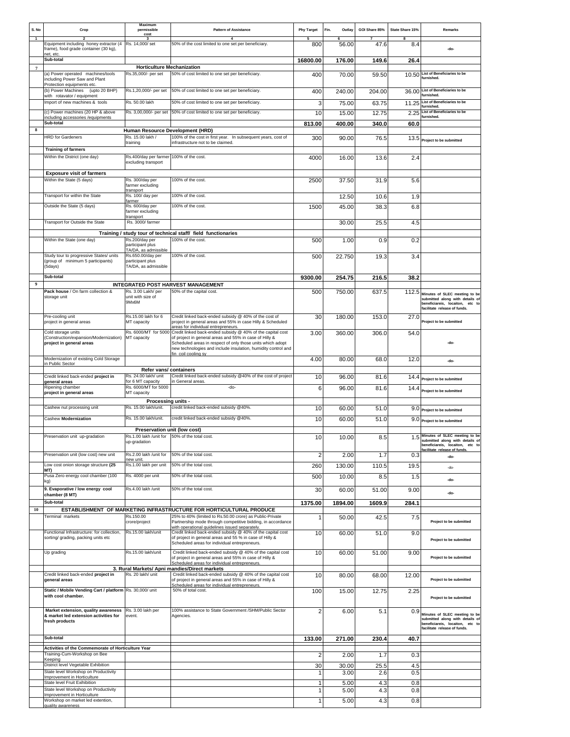| S. No | Crop | Maximum permissible cost | Pattern of Assistance | Phy Target | Fin. Outlay | GOI Share 85% | State Share 15% | Remarks |
|---|---|---|---|---|---|---|---|---|
| 1 | 2 | 3 | 4 | 5 | 6 | 7 | 8 | |
| | Equipment including honey extractor (4 frame), food grade container (30 kg), net, etc. | Rs. 14,000/ set | 50% of the cost limited to one set per beneficiary. | 800 | 56.00 | 47.6 | 8.4 | -do- |
| | Sub-total | | | 16800.00 | 176.00 | 149.6 | 26.4 | |
| 7 | **Horticulture Mechanization** | | | | | | | |
| | (a) Power operated machines/tools including Power Saw and Plant Protection equipments etc. | Rs.35,000/- per set | 50% of cost limited to one set per beneficiary. | 400 | 70.00 | 59.50 | 10.50 | List of Beneficiaries to be furnished. |
| | (b) Power Machines (upto 20 BHP) with rotavator / equipment | Rs.1,20,000/- per set | 50% of cost limited to one set per beneficiary. | 400 | 240.00 | 204.00 | 36.00 | List of Beneficiaries to be furnished. |
| | Import of new machines & tools | Rs. 50.00 lakh | 50% of cost limited to one set per beneficiary. | 3 | 75.00 | 63.75 | 11.25 | List of Beneficiaries to be furnished. |
| | (c) Power machines (20 HP & above including accessories /equipments | Rs. 3,00,000/- per set | 50% of cost limited to one set per beneficiary. | 10 | 15.00 | 12.75 | 2.25 | List of Beneficiaries to be furnished. |
| | Sub-total | | | 813.00 | 400.00 | 340.0 | 60.0 | |
| 8 | **Human Resource Development (HRD)** | | | | | | | |
| | HRD for Gardeners | Rs. 15.00 lakh / training | 100% of the cost in first year. In subsequent years, cost of infrastructure not to be claimed. | 300 | 90.00 | 76.5 | 13.5 | Project to be submitted |
| | **Training of farmers** | | | | | | | |
| | Within the District (one day) | Rs.400/day per farmer excluding transport | 100% of the cost. | 4000 | 16.00 | 13.6 | 2.4 | |
| | **Exposure visit of farmers** | | | | | | | |
| | Within the State (5 days) | Rs. 300/day per farmer excluding transport | 100% of the cost. | 2500 | 37.50 | 31.9 | 5.6 | |
| | Transport for within the State | Rs. 100/ day per farmer | 100% of the cost. | | 12.50 | 10.6 | 1.9 | |
| | Outside the State (5 days) | Rs. 600/day per farmer excluding transport | 100% of the cost. | 1500 | 45.00 | 38.3 | 6.8 | |
| | Transport for Outside the State | Rs. 3000/ farmer | | | 30.00 | 25.5 | 4.5 | |
| | **Training / study tour of technical staff/ field functionaries** | | | | | | | |
| | Within the State (one day) | Rs.200/day per participant plus TA/DA, as admissible | 100% of the cost. | 500 | 1.00 | 0.9 | 0.2 | |
| | Study tour to progressive States/ units (group of minimum 5 participants) (5days) | Rs.650.00/day per participant plus TA/DA, as admissible | 100% of the cost. | 500 | 22.750 | 19.3 | 3.4 | |
| | Sub-total | | | 9300.00 | 254.75 | 216.5 | 38.2 | |
| 9 | **INTEGRATED POST HARVEST MANAGEMENT** | | | | | | | |
| | **Pack house** / On farm collection & storage unit | Rs. 3.00 Lakh/ per unit with size of 9Mx6M | 50% of the capital cost. | 500 | 750.00 | 637.5 | 112.5 | Minutes of SLEC meeting to be submitted along with details of beneficiareis, locaiton, etc to facilitate release of funds. |
| | Pre-cooling unit project in general areas | Rs.15.00 lakh for 6 MT capacity | Credit linked back-ended subsidy @ 40% of the cost of project in general areas and 55% in case Hilly & Scheduled areas for individual entrepreneurs. | 30 | 180.00 | 153.0 | 27.0 | Project to be submitted |
| | Cold storage units (Construction/expansion/Modernization) **project in general areas** | Rs. 6000/MT for 5000 MT capacity | Credit linked back-ended subsidy @ 40% of the capital cost of project in general areas and 55% in case of Hilly & Scheduled areas in respect of only those units which adopt new technologies and include insulation, humidity control and fin coil cooling sy | 3.00 | 360.00 | 306.0 | 54.0 | -do- |
| | Modernization of existing Cold Storage in Public Sector | | | 4.00 | 80.00 | 68.0 | 12.0 | -do- |
| | **Refer vans/ containers** | | | | | | | |
| | Credit linked back-ended **project in general areas** | Rs. 24.00 lakh/ unit for 6 MT capacity | Credit linked back-ended subsidy @40% of the cost of project in General areas. | 10 | 96.00 | 81.6 | 14.4 | Project to be submitted |
| | Ripening chamber **project in general areas** | Rs. 6000/MT for 5000 MT capacity | -do- | 6 | 96.00 | 81.6 | 14.4 | Project to be submitted |
| | **Processing units -** | | | | | | | |
| | Cashew nut processing unit | Rs. 15.00 lakh/unit. | credit linked back-ended subsidy @40%. | 10 | 60.00 | 51.0 | 9.0 | Project to be submitted |
| | Cashew **Modernization** | Rs. 15.00 lakh/unit. | credit linked back-ended subsidy @40%. | 10 | 60.00 | 51.0 | 9.0 | Project to be submitted |
| | **Preservation unit (low cost)** | | | | | | | |
| | Preservation unit up-gradation | Rs.1.00 lakh /unit for up-gradation | 50% of the total cost. | 10 | 10.00 | 8.5 | 1.5 | Minutes of SLEC meeting to be submitted along with details of beneficiareis, locaiton, etc to facilitate release of funds. |
| | Preservation unit (low cost) new unit | Rs.2.00 lakh /unit for new unit. | 50% of the total cost. | 2 | 2.00 | 1.7 | 0.3 | -do- |
| | Low cost onion storage structure **(25 MT)** | Rs.1.00 lakh per unit | 50% of the total cost. | 260 | 130.00 | 110.5 | 19.5 | -do- |
| | Pusa Zero energy cool chamber (100 kg) | Rs. 4000 per unit | 50% of the total cost. | 500 | 10.00 | 8.5 | 1.5 | -do- |
| | **9. Evaporative / low energy cool chamber (8 MT)** | Rs.4.00 lakh /unit | 50% of the total cost. | 30 | 60.00 | 51.00 | 9.00 | -do- |
| | Sub-total | | | 1375.00 | 1894.00 | 1609.9 | 284.1 | |
| 10 | **ESTABLISHMENT OF MARKETING INFRASTRUCTURE FOR HORTICULTURAL PRODUCE** | | | | | | | |
| | Terminal markets | Rs.150.00 crore/project | 25% to 40% (limited to Rs.50.00 crore) as Public-Private Partnership mode through competitive bidding, in accordance with operational guidelines issued separately. | 1 | 50.00 | 42.5 | 7.5 | Project to be submitted |
| | Functional Infrastructure: for collection, sorting/ grading, packing units etc | Rs.15.00 lakh/unit | Credit linked back-ended subsidy @ 40% of the capital cost of project in general areas and 55 % in case of Hilly & Scheduled areas for individual entrepreneurs. | 10 | 60.00 | 51.0 | 9.0 | Project to be submitted |
| | Up grading | Rs.15.00 lakh/unit | Credit linked back-ended subsidy @ 40% of the capital cost of project in general areas and 55% in case of Hilly & Scheduled areas for individual entrepreneurs. | 10 | 60.00 | 51.00 | 9.00 | Project to be submitted |
| | **3. Rural Markets/ Apni mandies/Direct markets** | | | | | | | |
| | Credit linked back-ended **project in general areas** | Rs. 20 lakh/ unit | Credit linked back-ended subsidy @ 40% of the capital cost of project in general areas and 55% in case of Hilly & Scheduled areas for individual entrepreneurs. | 10 | 80.00 | 68.00 | 12.00 | Project to be submitted |
| | **Static / Mobile Vending Cart / platform with cool chamber.** | Rs. 30,000/ unit | 50% of total cost. | 100 | 15.00 | 12.75 | 2.25 | Project to be submitted |
| | **Market extension, quality awareness & market led extension activities for fresh products** | Rs. 3.00 lakh per event. | 100% assistance to State Government /SHM/Public Sector Agencies. | 2 | 6.00 | 5.1 | 0.9 | Minutes of SLEC meeting to be submitted along with details of beneficiareis, locaiton, etc to facilitate release of funds. |
| | Sub-total | | | 133.00 | 271.00 | 230.4 | 40.7 | |
| | **Activities of the Commemorate of Horticulture Year** | | | | | | | |
| | Training-Cum-Workshop on Bee Keeping | | | 2 | 2.00 | 1.7 | 0.3 | |
| | District level Vegetable Exhibition | | | 30 | 30.00 | 25.5 | 4.5 | |
| | State level Workshop on Productivity Improvement in Horticulture | | | 1 | 3.00 | 2.6 | 0.5 | |
| | State level Fruit Exhibition | | | 1 | 5.00 | 4.3 | 0.8 | |
| | State level Workshop on Productivity Improvement in Horticulture | | | 1 | 5.00 | 4.3 | 0.8 | |
| | Workshop on market led extention, quality awareness | | | 1 | 5.00 | 4.3 | 0.8 | |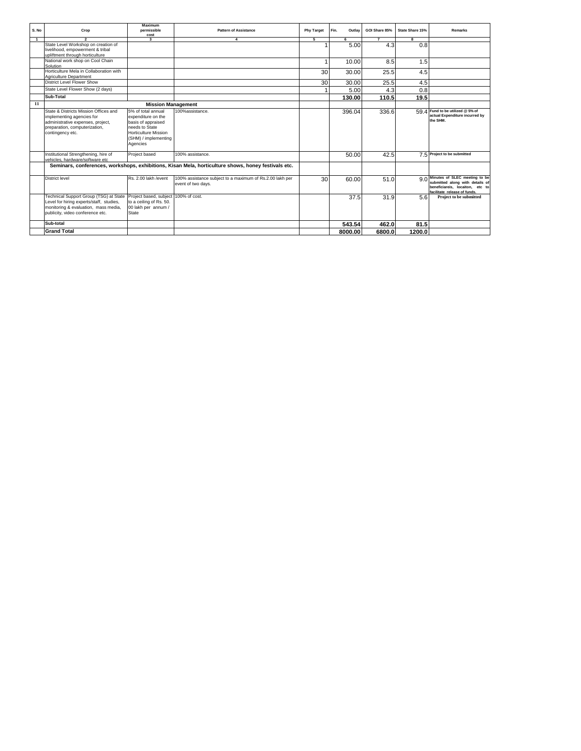| S. No | Crop | Maximum permissible cost | Pattern of Assistance | Phy Target | Fin. Outlay | GOI Share 85% | State Share 15% | Remarks |
|---|---|---|---|---|---|---|---|---|
| 1 | 2 | 3 | 4 | 5 | 6 | 7 | 8 | |
| | State Level Workshop on creation of livelihood, empowerment & tribal upliftment through horticulture | | | 1 | 5.00 | 4.3 | 0.8 | |
| | National work shop on Cool Chain Solution | | | 1 | 10.00 | 8.5 | 1.5 | |
| | Horticulture Mela in Collaboration with Agriculture Department | | | 30 | 30.00 | 25.5 | 4.5 | |
| | District Level Flower Show | | | 30 | 30.00 | 25.5 | 4.5 | |
| | State Level Flower Show (2 days) | | | 1 | 5.00 | 4.3 | 0.8 | |
| | **Sub-Total** | | | | **130.00** | **110.5** | **19.5** | |
| 11 | **Mission Management** | | | | | | | |
| | State & Districts Mission Offices and implementing agencies for administrative expenses, project, preparation, computerization, contingency etc. | 5% of total annual expenditure on the basis of appraised needs to State Horticulture Mission (SHM) / implementing Agencies | 100%assistance. | | 396.04 | 336.6 | 59.4 | **Fund to be utilized @ 5% of actual Expenditure incurred by the SHM.** |
| | Institutional Strengthening, hire of vehicles, hardware/software etc | Project based | 100% assistance. | | 50.00 | 42.5 | 7.5 | **Project to be submitted** |
| | **Seminars, conferences, workshops, exhibitions, Kisan Mela, horticulture shows, honey festivals etc.** | | | | | | | |
| | District level | Rs. 2.00 lakh /event | 100% assistance subject to a maximum of Rs.2.00 lakh per event of two days. | 30 | 60.00 | 51.0 | 9.0 | **Minutes of SLEC meeting to be submitted along with details of beneficiareis, locaiton, etc to facilitate release of funds.** |
| | Technical Support Group (TSG) at State Level for hiring experts/staff, studies, monitoring & evaluation, mass media, publicity, video conference etc. | Project based, subject to a ceiling of Rs. 50. 00 lakh per annum / State | 100% of cost. | | 37.5 | 31.9 | 5.6 | **Project to be submitted** |
| | **Sub-total** | | | | **543.54** | **462.0** | **81.5** | |
| | **Grand Total** | | | | **8000.00** | **6800.0** | **1200.0** | |